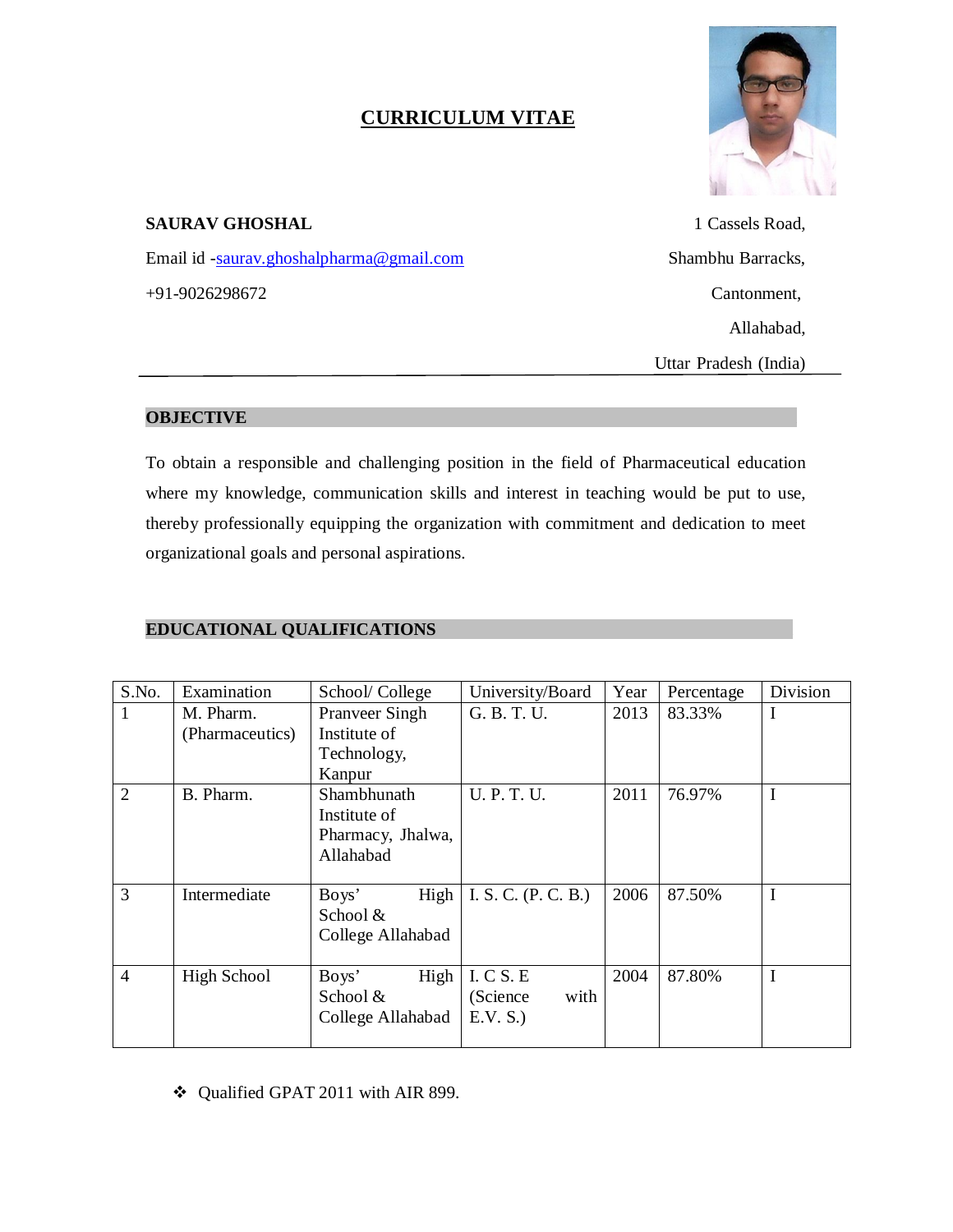# CURRICULUM VITAE

**SAURAV GHOSHAL**

Email id -saurav.ghoshalpharma@gmail.com

+91-9026298672

1 Cassels Road,
Shambhu Barracks,
Cantonment,
Allahabad,
Uttar Pradesh (India)

## OBJECTIVE

To obtain a responsible and challenging position in the field of Pharmaceutical education where my knowledge, communication skills and interest in teaching would be put to use, thereby professionally equipping the organization with commitment and dedication to meet organizational goals and personal aspirations.

## EDUCATIONAL QUALIFICATIONS

| S.No. | Examination | School/ College | University/Board | Year | Percentage | Division |
|---|---|---|---|---|---|---|
| 1 | M. Pharm. (Pharmaceutics) | Pranveer Singh Institute of Technology, Kanpur | G. B. T. U. | 2013 | 83.33% | I |
| 2 | B. Pharm. | Shambhunath Institute of Pharmacy, Jhalwa, Allahabad | U. P. T. U. | 2011 | 76.97% | I |
| 3 | Intermediate | Boys' High School & College Allahabad | I. S. C. (P. C. B.) | 2006 | 87.50% | I |
| 4 | High School | Boys' High School & College Allahabad | I. C S. E (Science with E.V. S.) | 2004 | 87.80% | I |

- Qualified GPAT 2011 with AIR 899.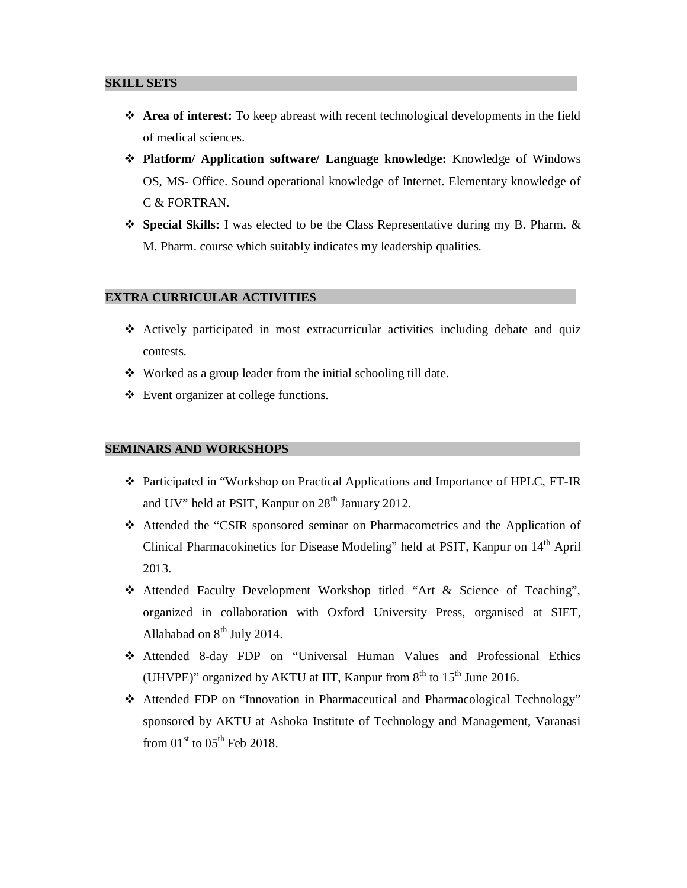## SKILL SETS

- **Area of interest:** To keep abreast with recent technological developments in the field of medical sciences.
- **Platform/ Application software/ Language knowledge:** Knowledge of Windows OS, MS- Office. Sound operational knowledge of Internet. Elementary knowledge of C & FORTRAN.
- **Special Skills:** I was elected to be the Class Representative during my B. Pharm. & M. Pharm. course which suitably indicates my leadership qualities.

## EXTRA CURRICULAR ACTIVITIES

- Actively participated in most extracurricular activities including debate and quiz contests.
- Worked as a group leader from the initial schooling till date.
- Event organizer at college functions.

## SEMINARS AND WORKSHOPS

- Participated in "Workshop on Practical Applications and Importance of HPLC, FT-IR and UV" held at PSIT, Kanpur on 28th January 2012.
- Attended the "CSIR sponsored seminar on Pharmacometrics and the Application of Clinical Pharmacokinetics for Disease Modeling" held at PSIT, Kanpur on 14th April 2013.
- Attended Faculty Development Workshop titled "Art & Science of Teaching", organized in collaboration with Oxford University Press, organised at SIET, Allahabad on 8th July 2014.
- Attended 8-day FDP on "Universal Human Values and Professional Ethics (UHVPE)" organized by AKTU at IIT, Kanpur from 8th to 15th June 2016.
- Attended FDP on "Innovation in Pharmaceutical and Pharmacological Technology" sponsored by AKTU at Ashoka Institute of Technology and Management, Varanasi from 01st to 05th Feb 2018.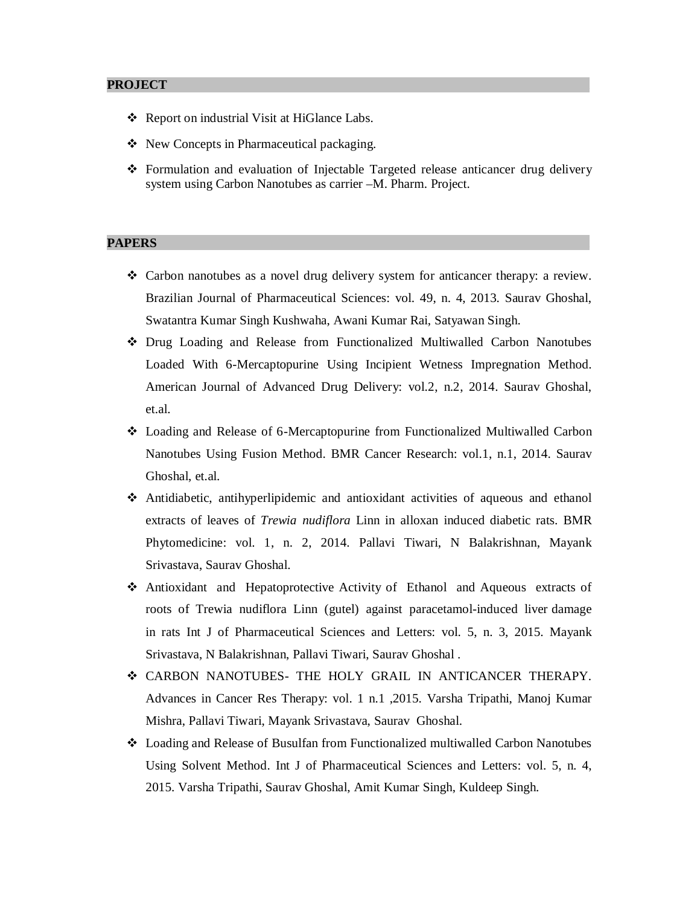## PROJECT

- Report on industrial Visit at HiGlance Labs.
- New Concepts in Pharmaceutical packaging.
- Formulation and evaluation of Injectable Targeted release anticancer drug delivery system using Carbon Nanotubes as carrier –M. Pharm. Project.

## PAPERS

- Carbon nanotubes as a novel drug delivery system for anticancer therapy: a review. Brazilian Journal of Pharmaceutical Sciences: vol. 49, n. 4, 2013. Saurav Ghoshal, Swatantra Kumar Singh Kushwaha, Awani Kumar Rai, Satyawan Singh.
- Drug Loading and Release from Functionalized Multiwalled Carbon Nanotubes Loaded With 6-Mercaptopurine Using Incipient Wetness Impregnation Method. American Journal of Advanced Drug Delivery: vol.2, n.2, 2014. Saurav Ghoshal, et.al.
- Loading and Release of 6-Mercaptopurine from Functionalized Multiwalled Carbon Nanotubes Using Fusion Method. BMR Cancer Research: vol.1, n.1, 2014. Saurav Ghoshal, et.al.
- Antidiabetic, antihyperlipidemic and antioxidant activities of aqueous and ethanol extracts of leaves of *Trewia nudiflora* Linn in alloxan induced diabetic rats. BMR Phytomedicine: vol. 1, n. 2, 2014. Pallavi Tiwari, N Balakrishnan, Mayank Srivastava, Saurav Ghoshal.
- Antioxidant and Hepatoprotective Activity of Ethanol and Aqueous extracts of roots of Trewia nudiflora Linn (gutel) against paracetamol-induced liver damage in rats Int J of Pharmaceutical Sciences and Letters: vol. 5, n. 3, 2015. Mayank Srivastava, N Balakrishnan, Pallavi Tiwari, Saurav Ghoshal .
- CARBON NANOTUBES- THE HOLY GRAIL IN ANTICANCER THERAPY. Advances in Cancer Res Therapy: vol. 1 n.1 ,2015. Varsha Tripathi, Manoj Kumar Mishra, Pallavi Tiwari, Mayank Srivastava, Saurav Ghoshal.
- Loading and Release of Busulfan from Functionalized multiwalled Carbon Nanotubes Using Solvent Method. Int J of Pharmaceutical Sciences and Letters: vol. 5, n. 4, 2015. Varsha Tripathi, Saurav Ghoshal, Amit Kumar Singh, Kuldeep Singh.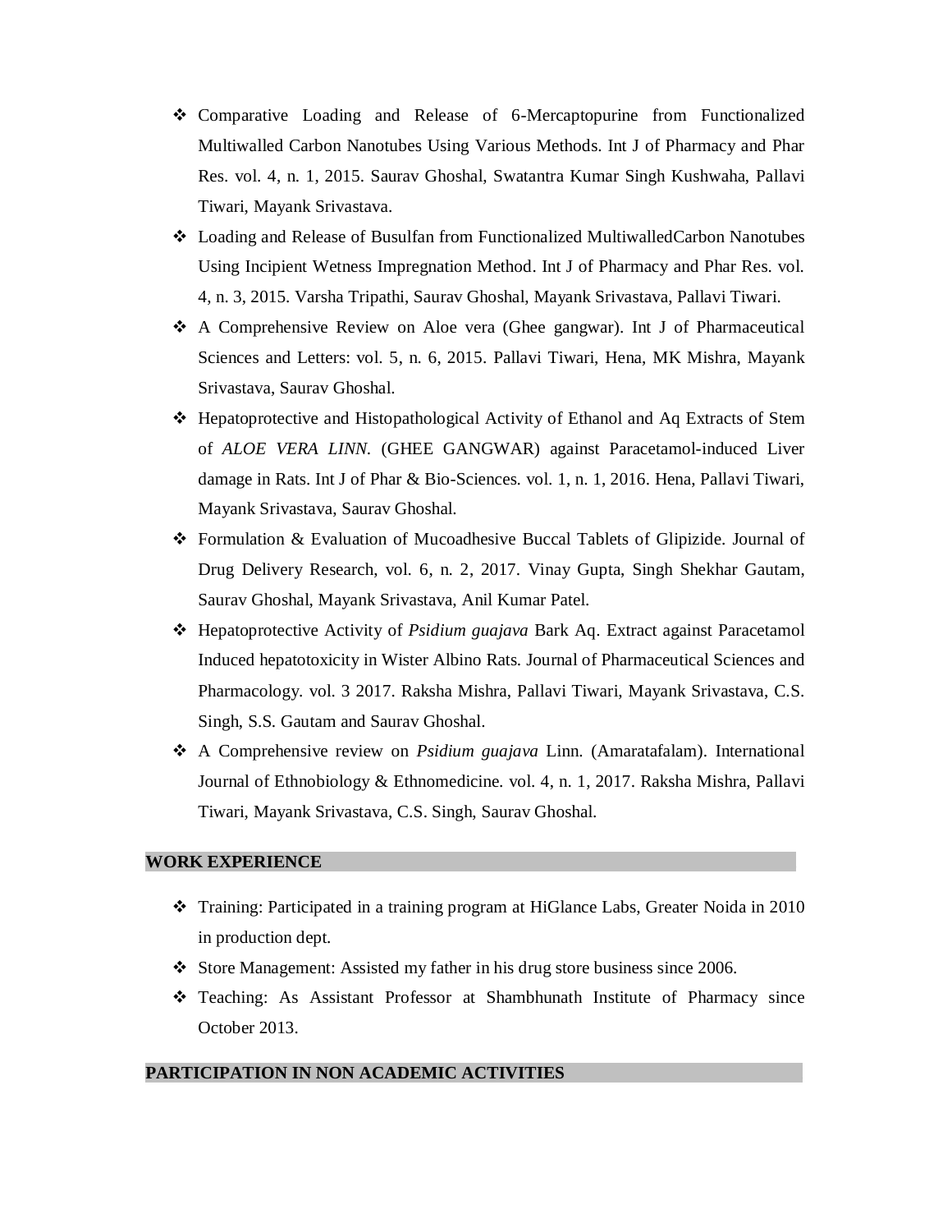- Comparative Loading and Release of 6-Mercaptopurine from Functionalized Multiwalled Carbon Nanotubes Using Various Methods. Int J of Pharmacy and Phar Res. vol. 4, n. 1, 2015. Saurav Ghoshal, Swatantra Kumar Singh Kushwaha, Pallavi Tiwari, Mayank Srivastava.
- Loading and Release of Busulfan from Functionalized MultiwalledCarbon Nanotubes Using Incipient Wetness Impregnation Method. Int J of Pharmacy and Phar Res. vol. 4, n. 3, 2015. Varsha Tripathi, Saurav Ghoshal, Mayank Srivastava, Pallavi Tiwari.
- A Comprehensive Review on Aloe vera (Ghee gangwar). Int J of Pharmaceutical Sciences and Letters: vol. 5, n. 6, 2015. Pallavi Tiwari, Hena, MK Mishra, Mayank Srivastava, Saurav Ghoshal.
- Hepatoprotective and Histopathological Activity of Ethanol and Aq Extracts of Stem of *ALOE VERA LINN*. (GHEE GANGWAR) against Paracetamol-induced Liver damage in Rats. Int J of Phar & Bio-Sciences. vol. 1, n. 1, 2016. Hena, Pallavi Tiwari, Mayank Srivastava, Saurav Ghoshal.
- Formulation & Evaluation of Mucoadhesive Buccal Tablets of Glipizide. Journal of Drug Delivery Research, vol. 6, n. 2, 2017. Vinay Gupta, Singh Shekhar Gautam, Saurav Ghoshal, Mayank Srivastava, Anil Kumar Patel.
- Hepatoprotective Activity of *Psidium guajava* Bark Aq. Extract against Paracetamol Induced hepatotoxicity in Wister Albino Rats. Journal of Pharmaceutical Sciences and Pharmacology. vol. 3 2017. Raksha Mishra, Pallavi Tiwari, Mayank Srivastava, C.S. Singh, S.S. Gautam and Saurav Ghoshal.
- A Comprehensive review on *Psidium guajava* Linn. (Amaratafalam). International Journal of Ethnobiology & Ethnomedicine. vol. 4, n. 1, 2017. Raksha Mishra, Pallavi Tiwari, Mayank Srivastava, C.S. Singh, Saurav Ghoshal.

## WORK EXPERIENCE

- Training: Participated in a training program at HiGlance Labs, Greater Noida in 2010 in production dept.
- Store Management: Assisted my father in his drug store business since 2006.
- Teaching: As Assistant Professor at Shambhunath Institute of Pharmacy since October 2013.

## PARTICIPATION IN NON ACADEMIC ACTIVITIES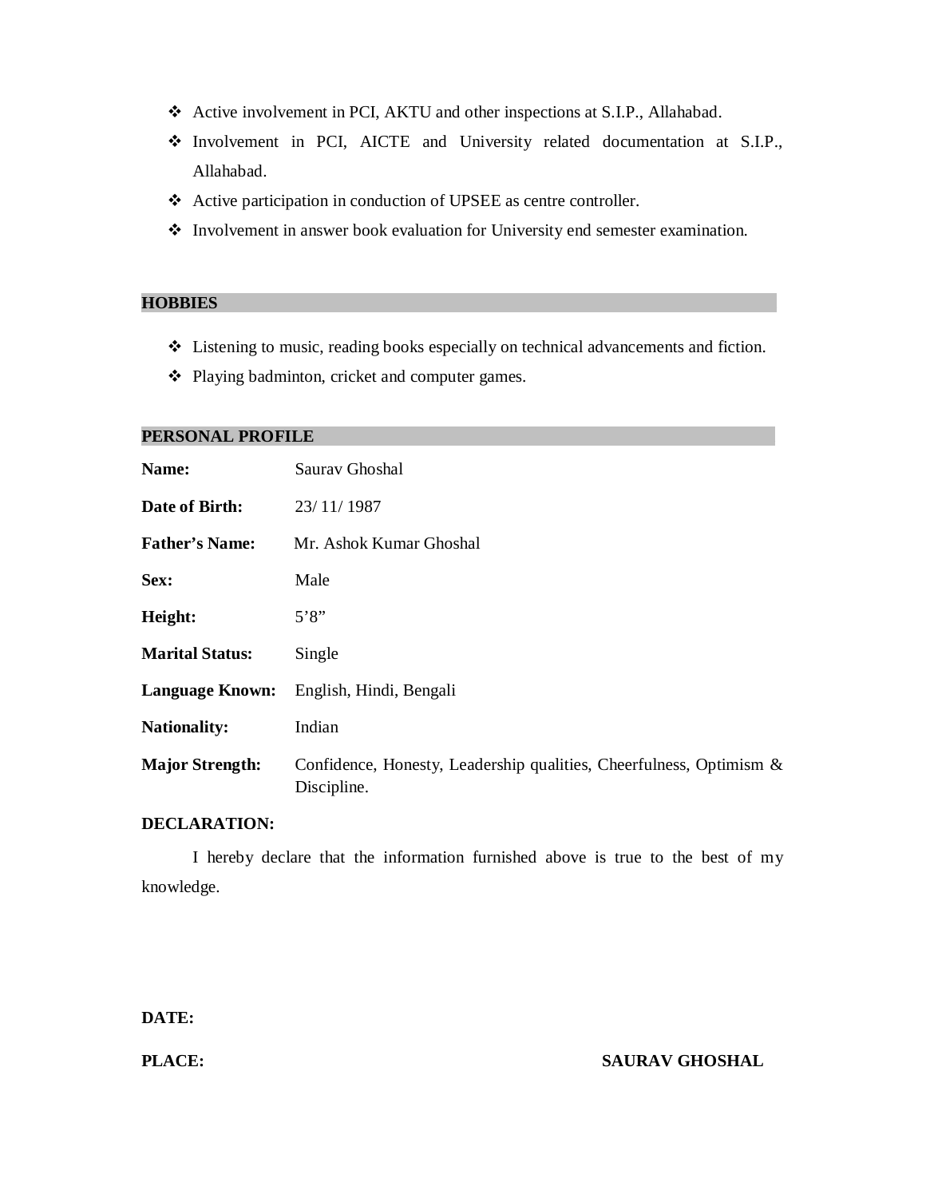- Active involvement in PCI, AKTU and other inspections at S.I.P., Allahabad.
- Involvement in PCI, AICTE and University related documentation at S.I.P., Allahabad.
- Active participation in conduction of UPSEE as centre controller.
- Involvement in answer book evaluation for University end semester examination.

## HOBBIES

- Listening to music, reading books especially on technical advancements and fiction.
- Playing badminton, cricket and computer games.

## PERSONAL PROFILE

| | |
|---|---|
| **Name:** | Saurav Ghoshal |
| **Date of Birth:** | 23/ 11/ 1987 |
| **Father's Name:** | Mr. Ashok Kumar Ghoshal |
| **Sex:** | Male |
| **Height:** | 5'8" |
| **Marital Status:** | Single |
| **Language Known:** | English, Hindi, Bengali |
| **Nationality:** | Indian |
| **Major Strength:** | Confidence, Honesty, Leadership qualities, Cheerfulness, Optimism & Discipline. |

**DECLARATION:**

I hereby declare that the information furnished above is true to the best of my knowledge.

**DATE:**

**PLACE:** **SAURAV GHOSHAL**